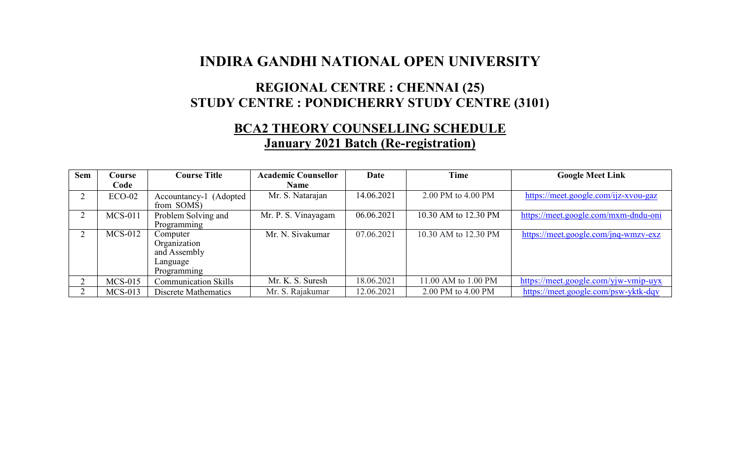# INDIRA GANDHI NATIONAL OPEN UNIVERSITY

## REGIONAL CENTRE : CHENNAI (25)
## STUDY CENTRE : PONDICHERRY STUDY CENTRE (3101)

## BCA2 THEORY COUNSELLING SCHEDULE
## January 2021 Batch (Re-registration)

| Sem | Course Code | Course Title | Academic Counsellor Name | Date | Time | Google Meet Link |
|---|---|---|---|---|---|---|
| 2 | ECO-02 | Accountancy-1 (Adopted from SOMS) | Mr. S. Natarajan | 14.06.2021 | 2.00 PM to 4.00 PM | https://meet.google.com/ijz-xvou-gaz |
| 2 | MCS-011 | Problem Solving and Programming | Mr. P. S. Vinayagam | 06.06.2021 | 10.30 AM to 12.30 PM | https://meet.google.com/mxm-dndu-oni |
| 2 | MCS-012 | Computer Organization and Assembly Language Programming | Mr. N. Sivakumar | 07.06.2021 | 10.30 AM to 12.30 PM | https://meet.google.com/jnq-wmzv-exz |
| 2 | MCS-015 | Communication Skills | Mr. K. S. Suresh | 18.06.2021 | 11.00 AM to 1.00 PM | https://meet.google.com/yjw-vmip-uyx |
| 2 | MCS-013 | Discrete Mathematics | Mr. S. Rajakumar | 12.06.2021 | 2.00 PM to 4.00 PM | https://meet.google.com/psw-yktk-dqv |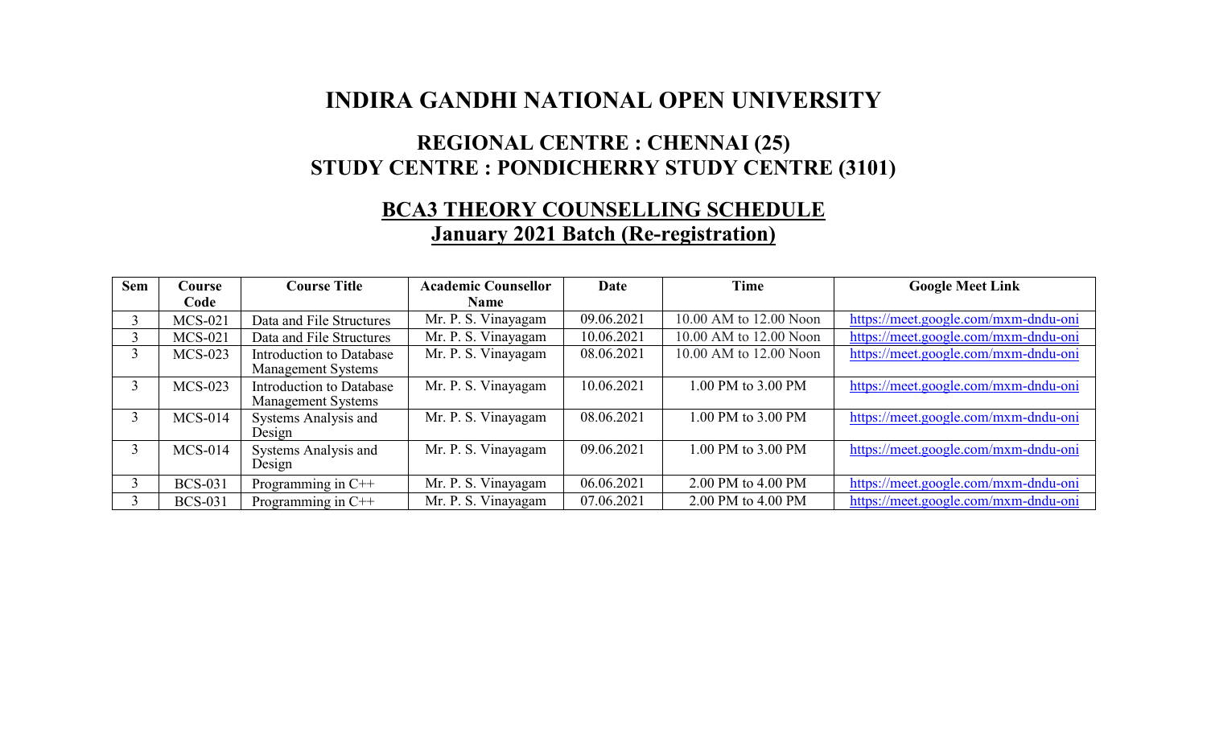# INDIRA GANDHI NATIONAL OPEN UNIVERSITY

## REGIONAL CENTRE : CHENNAI (25)
## STUDY CENTRE : PONDICHERRY STUDY CENTRE (3101)

## BCA3 THEORY COUNSELLING SCHEDULE
## January 2021 Batch (Re-registration)

| Sem | Course Code | Course Title | Academic Counsellor Name | Date | Time | Google Meet Link |
|---|---|---|---|---|---|---|
| 3 | MCS-021 | Data and File Structures | Mr. P. S. Vinayagam | 09.06.2021 | 10.00 AM to 12.00 Noon | https://meet.google.com/mxm-dndu-oni |
| 3 | MCS-021 | Data and File Structures | Mr. P. S. Vinayagam | 10.06.2021 | 10.00 AM to 12.00 Noon | https://meet.google.com/mxm-dndu-oni |
| 3 | MCS-023 | Introduction to Database Management Systems | Mr. P. S. Vinayagam | 08.06.2021 | 10.00 AM to 12.00 Noon | https://meet.google.com/mxm-dndu-oni |
| 3 | MCS-023 | Introduction to Database Management Systems | Mr. P. S. Vinayagam | 10.06.2021 | 1.00 PM to 3.00 PM | https://meet.google.com/mxm-dndu-oni |
| 3 | MCS-014 | Systems Analysis and Design | Mr. P. S. Vinayagam | 08.06.2021 | 1.00 PM to 3.00 PM | https://meet.google.com/mxm-dndu-oni |
| 3 | MCS-014 | Systems Analysis and Design | Mr. P. S. Vinayagam | 09.06.2021 | 1.00 PM to 3.00 PM | https://meet.google.com/mxm-dndu-oni |
| 3 | BCS-031 | Programming in C++ | Mr. P. S. Vinayagam | 06.06.2021 | 2.00 PM to 4.00 PM | https://meet.google.com/mxm-dndu-oni |
| 3 | BCS-031 | Programming in C++ | Mr. P. S. Vinayagam | 07.06.2021 | 2.00 PM to 4.00 PM | https://meet.google.com/mxm-dndu-oni |